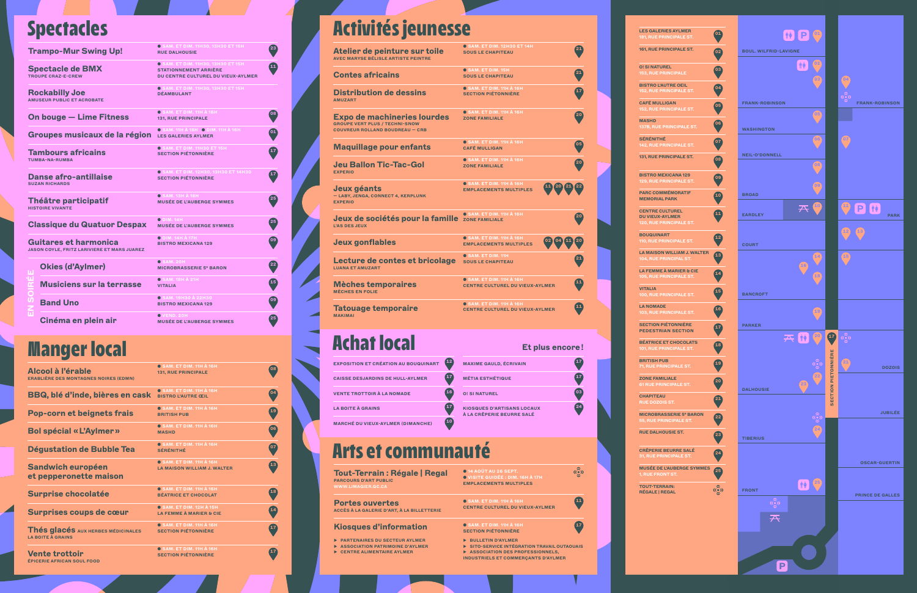# Spectacles

| Activité | Horaire / Lieu | No |
|---|---|---|
| **Trampo-Mur Swing Up!** | SAM. ET DIM. 11H30, 13H30 ET 15H — RUE DALHOUSIE | 23 |
| **Spectacle de BMX** — TROUPE CRAZ-E-CREW | SAM. ET DIM. 11H30, 13H30 ET 15H — STATIONNEMENT ARRIÈRE DU CENTRE CULTUREL DU VIEUX-AYLMER | 11 |
| **Rockabilly Joe** — AMUSEUR PUBLIC ET ACROBATE | SAM. ET DIM. 11H30, 13H30 ET 15H — DÉAMBULANT | |
| **On bouge — Lime Fitness** | SAM. ET DIM. 11H À 16H — 131, RUE PRINCIPALE | 08 |
| **Groupes musicaux de la région** | SAM. 11H À 18H • DIM. 11H À 16H — LES GALERIES AYLMER | 01 |
| **Tambours africains** — TUMBA-NA-RUMBA | SAM. ET DIM. 11H30 ET 15H — SECTION PIÉTONNIÈRE | 17 |
| **Danse afro-antillaise** — SUZAN RICHARDS | SAM. ET DIM. 12H30, 13H30 ET 14H30 — SECTION PIÉTONNIÈRE | 17 |
| **Théâtre participatif** — HISTOIRE VIVANTE | SAM. 13H À 16H — MUSÉE DE L'AUBERGE SYMMES | 25 |
| **Classique du Quatuor Despax** | DIM. 14H — MUSÉE DE L'AUBERGE SYMMES | 25 |
| **Guitares et harmonica** — JASON COYLE, FRITZ LARIVIERE ET MARS JUAREZ | DIM. 14H À 17H — BISTRO MEXICANA 129 | 09 |

### En soirée

| Activité | Horaire / Lieu | No |
|---|---|---|
| **Okies (d'Aylmer)** | SAM. 20H — MICROBRASSERIE 5e BARON | 22 |
| **Musiciens sur la terrasse** | SAM. 18H À 21H — VITALIA | 15 |
| **Band Uno** | SAM. 19H30 À 22H30 — BISTRO MEXICANA 129 | 09 |
| **Cinéma en plein air** | VEND. 20H — MUSÉE DE L'AUBERGE SYMMES | 25 |

# Manger local

| Activité | Horaire / Lieu | No |
|---|---|---|
| **Alcool à l'érable** — ERABLIÈRE DES MONTAGNES NOIRES (EDMN) | SAM. ET DIM. 11H À 16H — 131, RUE PRINCIPALE | 08 |
| **BBQ, blé d'inde, bières en cask** | SAM. ET DIM. 11H À 16H — BISTRO L'AUTRE ŒIL | 04 |
| **Pop-corn et beignets frais** | SAM. ET DIM. 11H À 16H — BRITISH PUB | 19 |
| **Bol spécial « L'Aylmer »** | SAM. ET DIM. 11H À 16H — MASHD | 06 |
| **Dégustation de Bubble Tea** | SAM. ET DIM. 11H À 16H — SÉRÉNITHÉ | 07 |
| **Sandwich européen et pepperonette maison** | SAM. ET DIM. 11H À 16H — LA MAISON WILLIAM J. WALTER | 13 |
| **Surprise chocolatée** | SAM. ET DIM. 11H À 16H — BÉATRICE ET CHOCOLAT | 18 |
| **Surprises coups de cœur** | SAM. ET DIM. 12H À 15H — LA FEMME À MARIER & CIE | 14 |
| **Thés glacés** AUX HERBES MÉDICINALES — LA BOITE À GRAINS | SAM. ET DIM. 11H À 16H — SECTION PIÉTONNIÈRE | 17 |
| **Vente trottoir** — ÉPICERIE AFRICAN SOUL FOOD | SAM. ET DIM. 11H À 16H — SECTION PIÉTONNIÈRE | 17 |

# Activités jeunesse

| Activité | Horaire / Lieu | No |
|---|---|---|
| **Atelier de peinture sur toile** — AVEC MARYSE BÉLISLE ARTISTE PEINTRE | SAM. ET DIM. 12H30 ET 14H — SOUS LE CHAPITEAU | 21 |
| **Contes africains** | SAM. ET DIM. 15H — SOUS LE CHAPITEAU | 21 |
| **Distribution de dessins** — AMUZART | SAM. ET DIM. 11H À 16H — SECTION PIÉTONNIÈRE | 17 |
| **Expo de machineries lourdes** — GROUPE VERT PLUS / TECHNI-SNOW COUVREUR ROLLAND BOUDREAU – CRB | SAM. ET DIM. 11H À 16H — ZONE FAMILIALE | 20 |
| **Maquillage pour enfants** | SAM. ET DIM. 11H À 16H — CAFÉ MULLIGAN | 05 |
| **Jeu Ballon Tic-Tac-Gol** — EXPERIO | SAM. ET DIM. 11H À 16H — ZONE FAMILIALE | 20 |
| **Jeux géants** — LABY, JENGA, CONNECT 4, KERPLUNK — EXPERIO | SAM. ET DIM. 11H À 16H — EMPLACEMENTS MULTIPLES | 11, 20, 21, 22 |
| **Jeux de sociétés pour la famille** — L'AS DES JEUX | SAM. ET DIM. 11H À 16H — ZONE FAMILIALE | 20 |
| **Jeux gonflables** | SAM. ET DIM. 11H À 16H — EMPLACEMENTS MULTIPLES | 02, 04, 11, 20 |
| **Lecture de contes et bricolage** — LUANA ET AMUZART | SAM. ET DIM. 11H — SOUS LE CHAPITEAU | 21 |
| **Mèches temporaires** — MÈCHES EN FOLIE | SAM. ET DIM. 11H À 16H — CENTRE CULTUREL DU VIEUX-AYLMER | 11 |
| **Tatouage temporaire** — MAKIMAI | SAM. ET DIM. 11H À 16H — CENTRE CULTUREL DU VIEUX-AYLMER | 11 |

# Achat local

| Activité | No | Activité | No |
|---|---|---|---|
| EXPOSITION ET CRÉATION AU BOUQUINART | 12 | MAXIME GAULD, ÉCRIVAIN | 17 |
| CAISSE DESJARDINS DE HULL-AYLMER | 17 | MÉTIA ESTHÉTIQUE | 17 |
| VENTE TROTTOIR À LA NOMADE | 16 | O! SI NATUREL | 03 |
| LA BOITE À GRAINS | 17 | KIOSQUES D'ARTISANS LOCAUX À LA CRÊPERIE BEURRE SALÉ | 24 |
| MARCHÉ DU VIEUX-AYLMER (DIMANCHE) | 10 | | |

**Et plus encore !**

# Arts et communauté

| Activité | Horaire / Lieu | No |
|---|---|---|
| **Tout-Terrain : Régale \| Regal** — PARCOURS D'ART PUBLIC — WWW.LIMAGIER.QC.CA | 14 AOÛT AU 26 SEPT. • VISITE GUIDÉE : DIM. 16H À 17H — EMPLACEMENTS MULTIPLES | |
| **Portes ouvertes** — ACCÈS À LA GALERIE D'ART, À LA BILLETTERIE | SAM. ET DIM. 11H À 16H — CENTRE CULTUREL DU VIEUX-AYLMER | 11 |
| **Kiosques d'information** | SAM. ET DIM. 11H À 16H — SECTION PIÉTONNIÈRE | 17 |

- PARTENAIRES DU SECTEUR AYLMER
- ASSOCIATION PATRIMOINE D'AYLMER
- CENTRE ALIMENTAIRE AYLMER
- BULLETIN D'AYLMER
- SITO-SERVICE INTÉGRATION TRAVAIL OUTAOUAIS
- ASSOCIATION DES PROFESSIONNELS, INDUSTRIELS ET COMMERÇANTS D'AYLMER

# Emplacements

| No | Lieu |
|---|---|
| 01 | LES GALERIES AYLMER — 181, RUE PRINCIPALE ST. |
| 02 | 161, RUE PRINCIPALE ST. |
| 03 | O! SI NATUREL — 153, RUE PRINCIPALE |
| 04 | BISTRO L'AUTRE OEIL — 152, RUE PRINCIPALE ST. |
| 05 | CAFÉ MULLIGAN — 152, RUE PRINCIPALE ST. |
| 06 | MASHD — 137B, RUE PRINCIPALE ST. |
| 07 | SÉRÉNITHÉ — 142, RUE PRINCIPALE ST. |
| 08 | 131, RUE PRINCIPALE ST. |
| 09 | BISTRO MEXICANA 129 — 129, RUE PRINCIPALE ST. |
| 10 | PARC COMMÉMORATIF — MEMORIAL PARK |
| 11 | CENTRE CULTUREL DU VIEUX-AYLMER — 120, RUE PRINCIPALE ST. |
| 12 | BOUQUINART — 110, RUE PRINCIPALE ST. |
| 13 | LA MAISON WILLIAM J. WALTER — 104, RUE PRINCIPAL ST. |
| 14 | LA FEMME À MARIER & CIE — 105, RUE PRINCIPALE ST. |
| 15 | VITALIA — 100, RUE PRINCIPALE ST. |
| 16 | LA NOMADE — 103, RUE PRINCIPALE ST. |
| 17 | SECTION PIÉTONNIÈRE — PEDESTRIAN SECTION |
| 18 | BÉATRICE ET CHOCOLATS — 101, RUE PRINCIPALE ST. |
| 19 | BRITISH PUB — 71, RUE PRINCIPALE ST. |
| 20 | ZONE FAMILIALE — 61 RUE PRINCIPALE ST. |
| 21 | CHAPITEAU — RUE DOZOIS ST. |
| 22 | MICROBRASSERIE 5e BARON — 55, RUE PRINCIPALE ST. |
| 23 | RUE DALHOUSIE ST. |
| 24 | CRÊPERIE BEURRE SALÉ — 31, RUE PRINCIPALE ST. |
| 25 | MUSÉE DE L'AUBERGE SYMMES — 1, RUE FRONT ST. |
| | TOUT-TERRAIN: RÉGALE \| REGAL |

BOUL. WILFRID-LAVIGNE · FRANK-ROBINSON · WASHINGTON · NEIL-O'DONNELL · BROAD · EARDLEY · PARK · COURT · BANCROFT · PARKER · DOZOIS · DALHOUSIE · JUBILÉE · TIBERIUS · OSCAR-GUERTIN · FRONT · PRINCE DE GALLES · SECTION PIÉTONNIÈRE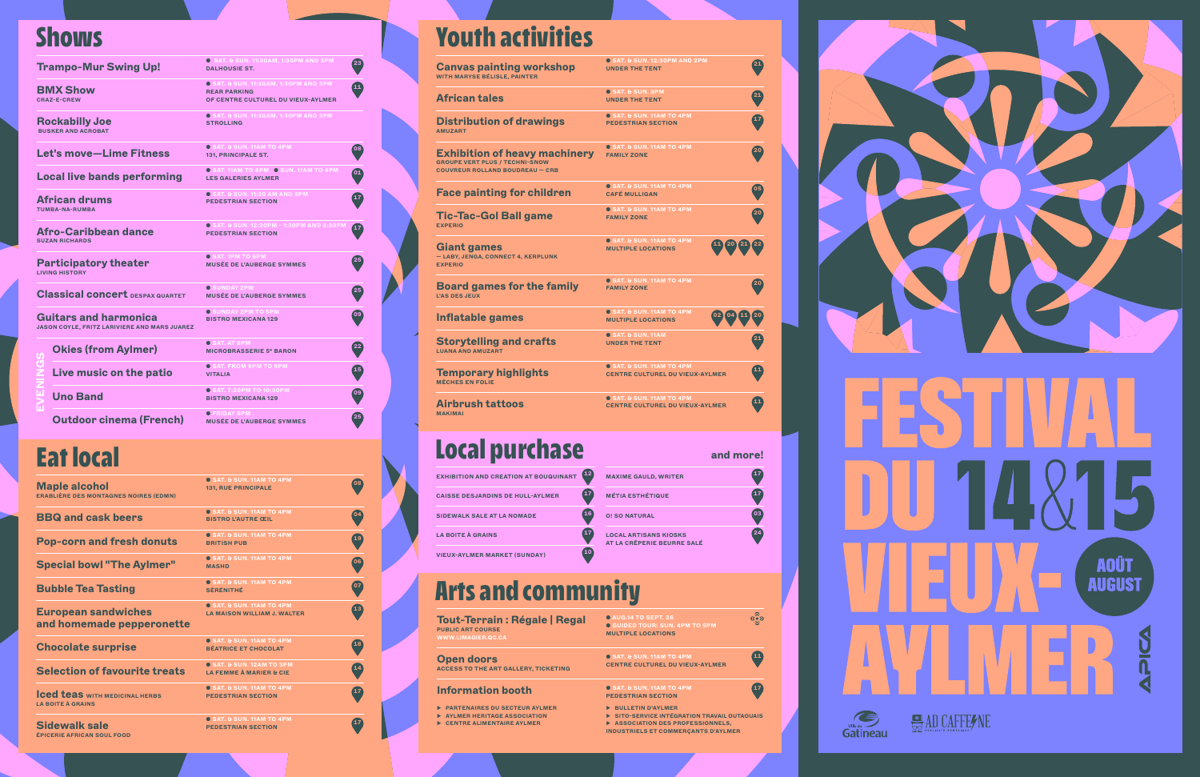## Shows

| | | |
|---|---|---|
| **Trampo-Mur Swing Up!** | Sat. & Sun. 11:30am, 1:30pm and 3pm — Dalhousie St. | 23 |
| **BMX Show** — Craz-E-Crew | Sat. & Sun. 11:30am, 1:30pm and 3pm — Rear parking of Centre culturel du Vieux-Aylmer | 11 |
| **Rockabilly Joe** — Busker and acrobat | Sat. & Sun. 11:30am, 1:30pm and 3pm — Strolling | |
| **Let's move—Lime Fitness** | Sat. & Sun. 11am to 4pm — 131, Principale St. | 08 |
| **Local live bands performing** | Sat. 11am to 8pm • Sun. 11am to 4pm — Les Galeries Aylmer | 01 |
| **African drums** — Tumba-na-Rumba | Sat. & Sun. 11:30 am and 3pm — Pedestrian section | 17 |
| **Afro-Caribbean dance** — Suzan Richards | Sat. & Sun. 12:30pm - 1:30pm and 2:30pm — Pedestrian section | 17 |
| **Participatory theater** — Living History | Sat. 1pm to 6pm — Musée de l'Auberge Symmes | 25 |
| **Classical concert** Despax Quartet | Sunday 2pm — Musée de l'Auberge Symmes | 25 |
| **Guitars and harmonica** — Jason Coyle, Fritz Larivière and Mars Juarez | Sunday 2pm to 5pm — Bistro Mexicana 129 | 09 |

### Evenings

| | | |
|---|---|---|
| **Okies (from Aylmer)** | Sat. at 8pm — Microbrasserie 5e Baron | 22 |
| **Live music on the patio** | Sat. from 6pm to 9pm — Vitalia | 15 |
| **Uno Band** | Sat. 7:30pm to 10:30pm — Bistro Mexicana 129 | 09 |
| **Outdoor cinema (French)** | Friday 8pm — Musée de l'Auberge Symmes | 25 |

## Eat local

| | | |
|---|---|---|
| **Maple alcohol** — Erablière des Montagnes Noires (EDMN) | Sat. & Sun. 11am to 4pm — 131, rue Principale | 08 |
| **BBQ and cask beers** | Sat. & Sun. 11am to 4pm — Bistro L'Autre Œil | 04 |
| **Pop-corn and fresh donuts** | Sat. & Sun. 11am to 4pm — British Pub | 19 |
| **Special bowl "The Aylmer"** | Sat. & Sun. 11am to 4pm — Mashd | 06 |
| **Bubble Tea Tasting** | Sat. & Sun. 11am to 4pm — Sérénithé | 07 |
| **European sandwiches and homemade pepperonette** | Sat. & Sun. 11am to 4pm — La Maison William J. Walter | 13 |
| **Chocolate surprise** | Sat. & Sun. 11am to 4pm — Béatrice et Chocolat | 18 |
| **Selection of favourite treats** | Sat. & Sun. 12am to 3pm — La Femme à Marier & Cie | 14 |
| **Iced teas** with medicinal herbs — La Boite à Grains | Sat. & Sun. 11am to 4pm — Pedestrian section | 17 |
| **Sidewalk sale** — Épicerie African Soul Food | Sat. & Sun. 11am to 4pm — Pedestrian section | 17 |

## Youth activities

| | | |
|---|---|---|
| **Canvas painting workshop** — with Maryse Bélisle, painter | Sat. & Sun. 12:30pm and 2pm — Under the tent | 21 |
| **African tales** | Sat. & Sun. 3pm — Under the tent | 21 |
| **Distribution of drawings** — Amuzart | Sat. & Sun. 11am to 4pm — Pedestrian section | 17 |
| **Exhibition of heavy machinery** — Groupe Vert Plus / Techni-Snow, Couvreur Rolland Boudreau – CRB | Sat. & Sun. 11am to 4pm — Family zone | 20 |
| **Face painting for children** | Sat. & Sun. 11am to 4pm — Café Mulligan | 05 |
| **Tic-Tac-Gol Ball game** — Experio | Sat. & Sun. 11am to 4pm — Family zone | 20 |
| **Giant games** — Laby, Jenga, Connect 4, Kerplunk — Experio | Sat. & Sun. 11am to 4pm — Multiple locations | 11, 20, 21, 22 |
| **Board games for the family** — L'As des Jeux | Sat. & Sun. 11am to 4pm — Family zone | 20 |
| **Inflatable games** | Sat. & Sun. 11am to 4pm — Multiple locations | 02, 04, 11, 20 |
| **Storytelling and crafts** — Luana and Amuzart | Sat. & Sun. 11am — Under the tent | 21 |
| **Temporary highlights** — Mèches en Folie | Sat. & Sun. 11am to 4pm — Centre culturel du Vieux-Aylmer | 11 |
| **Airbrush tattoos** — Makimai | Sat. & Sun. 11am to 4pm — Centre culturel du Vieux-Aylmer | 11 |

## Local purchase

and more!

| | | | |
|---|---|---|---|
| Exhibition and creation at Bouquinart | 12 | Maxime Gauld, writer | 17 |
| Caisse Desjardins de Hull-Aylmer | 17 | Métia Esthétique | 17 |
| Sidewalk sale at La Nomade | 16 | Ô! So Natural | 03 |
| La Boite à Grains | 17 | Local artisans kiosks at La Crêperie Beurre Salé | 24 |
| Vieux-Aylmer Market (Sunday) | 10 | | |

## Arts and community

| | | |
|---|---|---|
| **Tout-Terrain : Régale \| Regal** — Public art course — www.limagier.qc.ca | Aug.14 to Sept. 26 • Guided tour: Sun. 4pm to 5pm — Multiple locations | |
| **Open doors** — Access to the art gallery, ticketing | Sat. & Sun. 11am to 4pm — Centre culturel du Vieux-Aylmer | 11 |
| **Information booth** | Sat. & Sun. 11am to 4pm — Pedestrian section | 17 |

- Partenaires du secteur Aylmer
- Aylmer Heritage Association
- Centre alimentaire Aylmer
- Bulletin d'Aylmer
- Sito-Service intégration travail Outaouais
- Association des professionnels, industriels et commerçants d'Aylmer

# Festival du Vieux-Aylmer 14 & 15 Août / August

APICA

Ville de Gatineau

AD Caféine